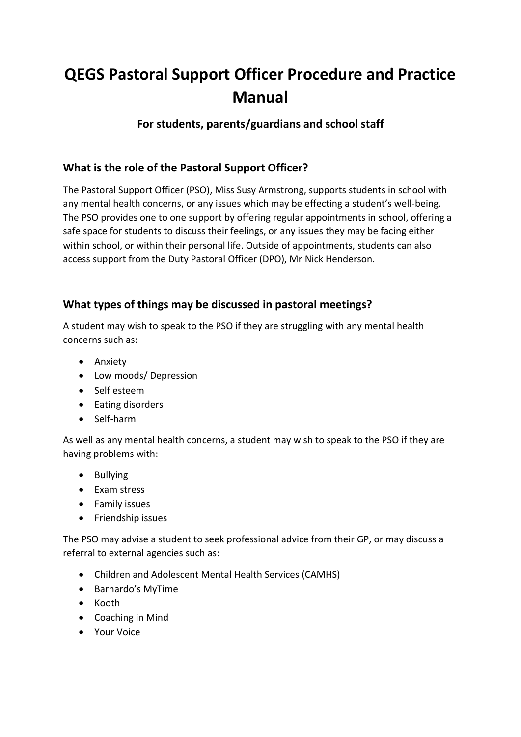# QEGS Pastoral Support Officer Procedure and Practice Manual

### For students, parents/guardians and school staff

## What is the role of the Pastoral Support Officer?

The Pastoral Support Officer (PSO), Miss Susy Armstrong, supports students in school with any mental health concerns, or any issues which may be effecting a student's well-being. The PSO provides one to one support by offering regular appointments in school, offering a safe space for students to discuss their feelings, or any issues they may be facing either within school, or within their personal life. Outside of appointments, students can also access support from the Duty Pastoral Officer (DPO), Mr Nick Henderson.

## What types of things may be discussed in pastoral meetings?

A student may wish to speak to the PSO if they are struggling with any mental health concerns such as:

- Anxiety
- Low moods/ Depression
- Self esteem
- Eating disorders
- Self-harm

As well as any mental health concerns, a student may wish to speak to the PSO if they are having problems with:

- Bullying
- Exam stress
- Family issues
- Friendship issues

The PSO may advise a student to seek professional advice from their GP, or may discuss a referral to external agencies such as:

- Children and Adolescent Mental Health Services (CAMHS)
- Barnardo's MyTime
- Kooth
- Coaching in Mind
- Your Voice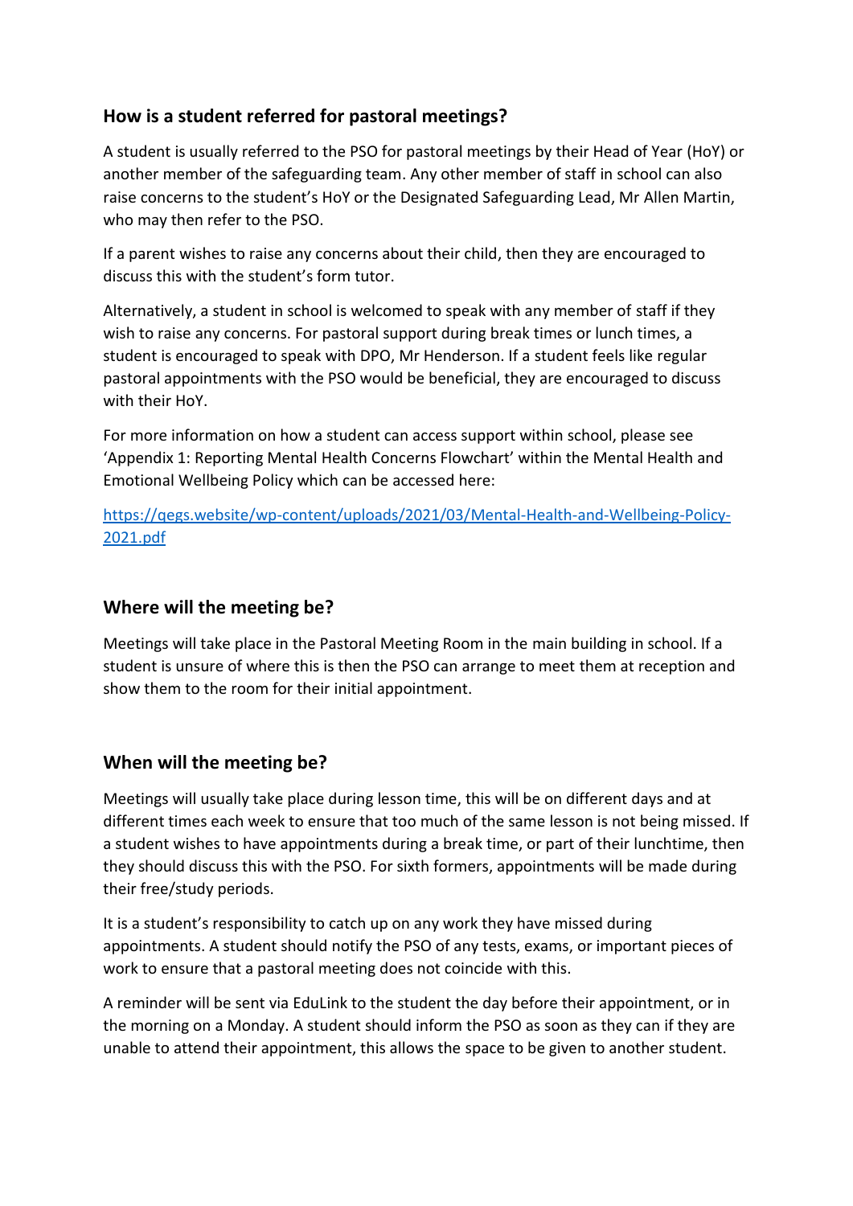## How is a student referred for pastoral meetings?

A student is usually referred to the PSO for pastoral meetings by their Head of Year (HoY) or another member of the safeguarding team. Any other member of staff in school can also raise concerns to the student's HoY or the Designated Safeguarding Lead, Mr Allen Martin, who may then refer to the PSO.

If a parent wishes to raise any concerns about their child, then they are encouraged to discuss this with the student's form tutor.

Alternatively, a student in school is welcomed to speak with any member of staff if they wish to raise any concerns. For pastoral support during break times or lunch times, a student is encouraged to speak with DPO, Mr Henderson. If a student feels like regular pastoral appointments with the PSO would be beneficial, they are encouraged to discuss with their HoY.

For more information on how a student can access support within school, please see 'Appendix 1: Reporting Mental Health Concerns Flowchart' within the Mental Health and Emotional Wellbeing Policy which can be accessed here:

[https://qegs.website/wp-content/uploads/2021/03/Mental-Health-and-Wellbeing-Policy-2021.pdf](https://qegs.website/wp-content/uploads/2021/03/Mental-Health-and-Wellbeing-Policy-2021.pdf)

## Where will the meeting be?

Meetings will take place in the Pastoral Meeting Room in the main building in school. If a student is unsure of where this is then the PSO can arrange to meet them at reception and show them to the room for their initial appointment.

## When will the meeting be?

Meetings will usually take place during lesson time, this will be on different days and at different times each week to ensure that too much of the same lesson is not being missed. If a student wishes to have appointments during a break time, or part of their lunchtime, then they should discuss this with the PSO. For sixth formers, appointments will be made during their free/study periods.

It is a student's responsibility to catch up on any work they have missed during appointments. A student should notify the PSO of any tests, exams, or important pieces of work to ensure that a pastoral meeting does not coincide with this.

A reminder will be sent via EduLink to the student the day before their appointment, or in the morning on a Monday. A student should inform the PSO as soon as they can if they are unable to attend their appointment, this allows the space to be given to another student.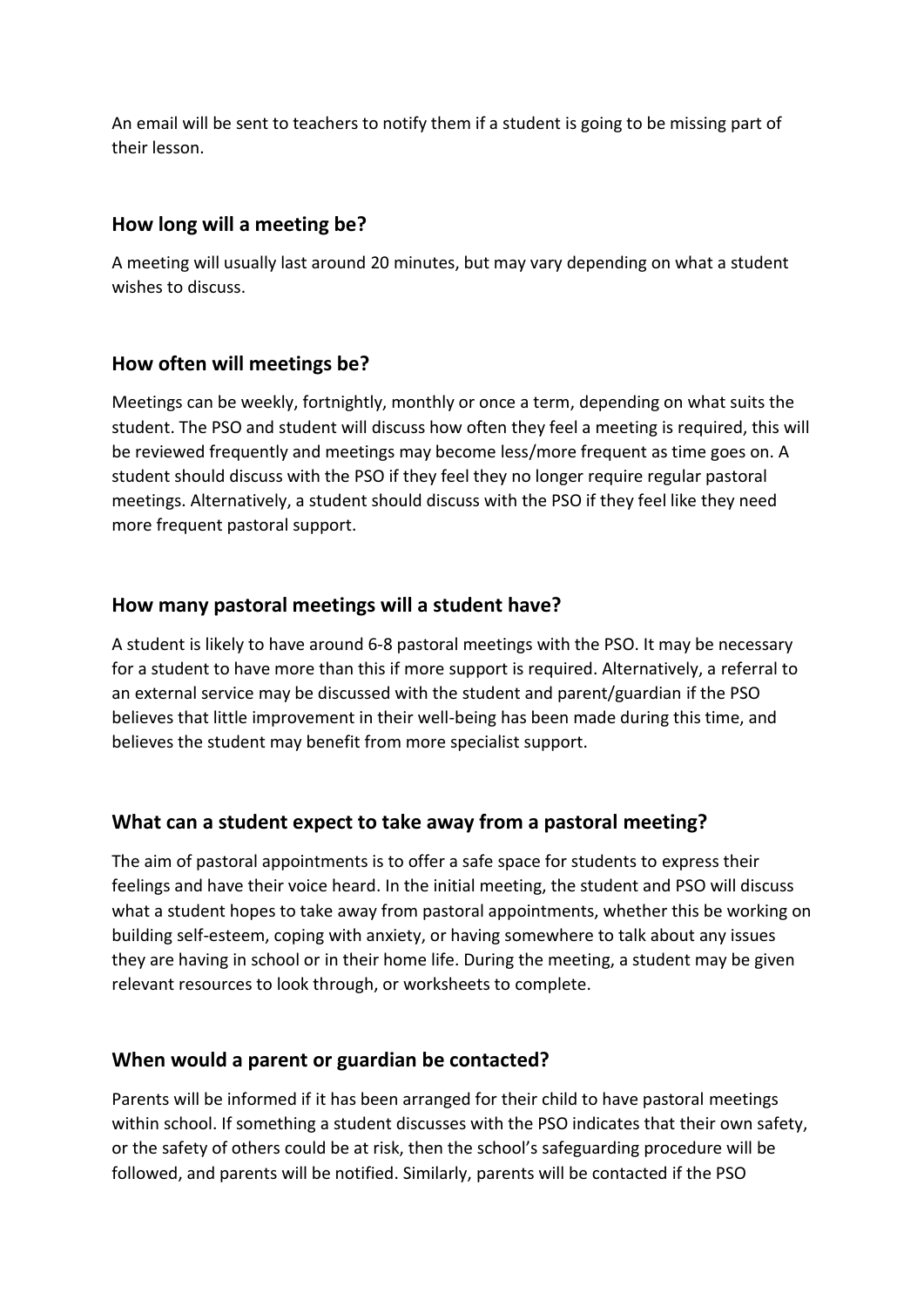An email will be sent to teachers to notify them if a student is going to be missing part of their lesson.

### How long will a meeting be?

A meeting will usually last around 20 minutes, but may vary depending on what a student wishes to discuss.

### How often will meetings be?

Meetings can be weekly, fortnightly, monthly or once a term, depending on what suits the student. The PSO and student will discuss how often they feel a meeting is required, this will be reviewed frequently and meetings may become less/more frequent as time goes on. A student should discuss with the PSO if they feel they no longer require regular pastoral meetings. Alternatively, a student should discuss with the PSO if they feel like they need more frequent pastoral support.

### How many pastoral meetings will a student have?

A student is likely to have around 6-8 pastoral meetings with the PSO. It may be necessary for a student to have more than this if more support is required. Alternatively, a referral to an external service may be discussed with the student and parent/guardian if the PSO believes that little improvement in their well-being has been made during this time, and believes the student may benefit from more specialist support.

### What can a student expect to take away from a pastoral meeting?

The aim of pastoral appointments is to offer a safe space for students to express their feelings and have their voice heard. In the initial meeting, the student and PSO will discuss what a student hopes to take away from pastoral appointments, whether this be working on building self-esteem, coping with anxiety, or having somewhere to talk about any issues they are having in school or in their home life. During the meeting, a student may be given relevant resources to look through, or worksheets to complete.

### When would a parent or guardian be contacted?

Parents will be informed if it has been arranged for their child to have pastoral meetings within school. If something a student discusses with the PSO indicates that their own safety, or the safety of others could be at risk, then the school's safeguarding procedure will be followed, and parents will be notified. Similarly, parents will be contacted if the PSO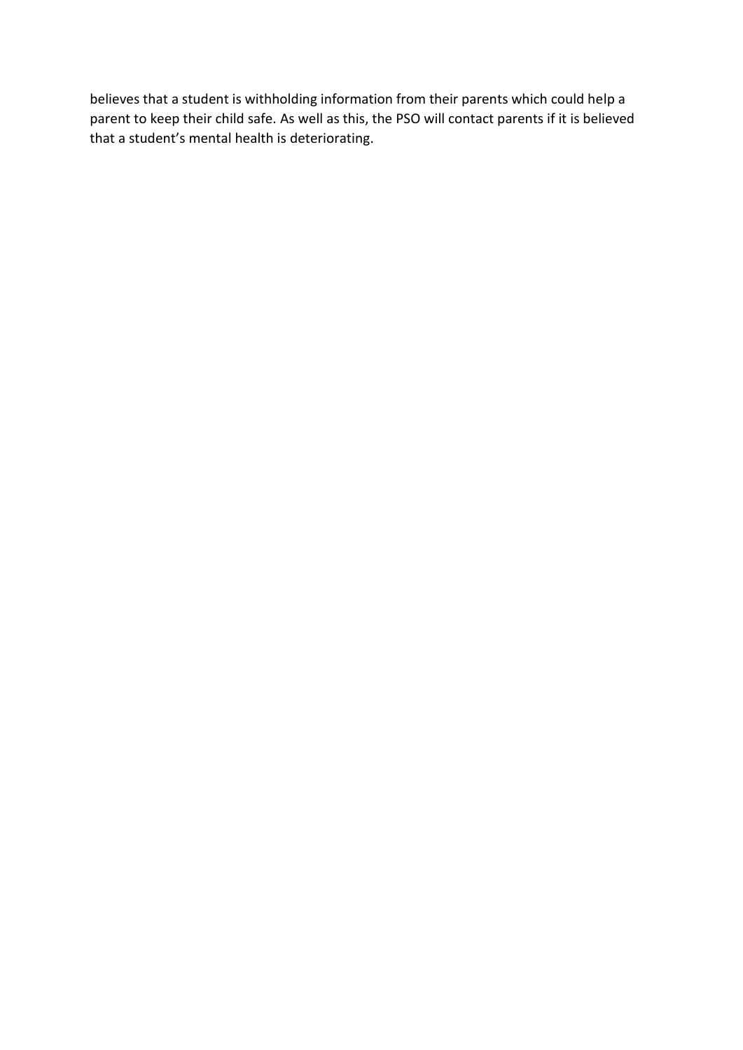believes that a student is withholding information from their parents which could help a parent to keep their child safe. As well as this, the PSO will contact parents if it is believed that a student's mental health is deteriorating.